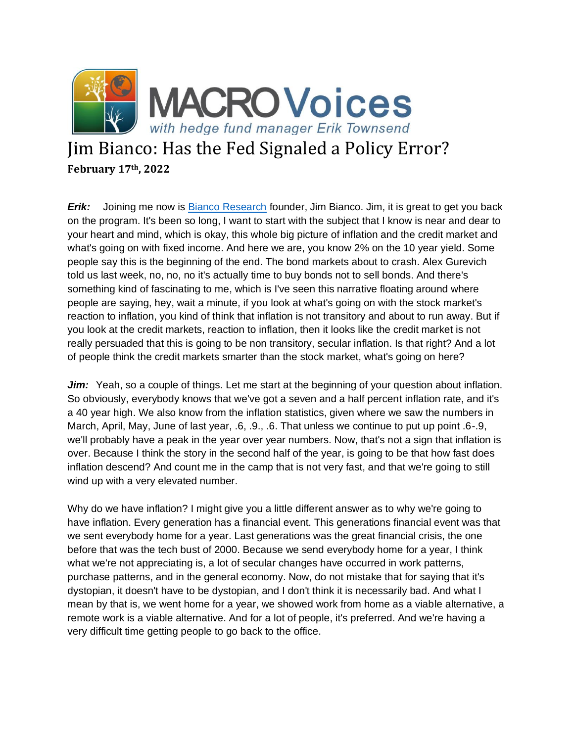# Jim Bianco: Has the Fed Signaled a Policy Error?

**February 17th, 2022**

***Erik:*** Joining me now is Bianco Research founder, Jim Bianco. Jim, it is great to get you back on the program. It's been so long, I want to start with the subject that I know is near and dear to your heart and mind, which is okay, this whole big picture of inflation and the credit market and what's going on with fixed income. And here we are, you know 2% on the 10 year yield. Some people say this is the beginning of the end. The bond markets about to crash. Alex Gurevich told us last week, no, no, no it's actually time to buy bonds not to sell bonds. And there's something kind of fascinating to me, which is I've seen this narrative floating around where people are saying, hey, wait a minute, if you look at what's going on with the stock market's reaction to inflation, you kind of think that inflation is not transitory and about to run away. But if you look at the credit markets, reaction to inflation, then it looks like the credit market is not really persuaded that this is going to be non transitory, secular inflation. Is that right? And a lot of people think the credit markets smarter than the stock market, what's going on here?

***Jim:*** Yeah, so a couple of things. Let me start at the beginning of your question about inflation. So obviously, everybody knows that we've got a seven and a half percent inflation rate, and it's a 40 year high. We also know from the inflation statistics, given where we saw the numbers in March, April, May, June of last year, .6, .9., .6. That unless we continue to put up point .6-.9, we'll probably have a peak in the year over year numbers. Now, that's not a sign that inflation is over. Because I think the story in the second half of the year, is going to be that how fast does inflation descend? And count me in the camp that is not very fast, and that we're going to still wind up with a very elevated number.

Why do we have inflation? I might give you a little different answer as to why we're going to have inflation. Every generation has a financial event. This generations financial event was that we sent everybody home for a year. Last generations was the great financial crisis, the one before that was the tech bust of 2000. Because we send everybody home for a year, I think what we're not appreciating is, a lot of secular changes have occurred in work patterns, purchase patterns, and in the general economy. Now, do not mistake that for saying that it's dystopian, it doesn't have to be dystopian, and I don't think it is necessarily bad. And what I mean by that is, we went home for a year, we showed work from home as a viable alternative, a remote work is a viable alternative. And for a lot of people, it's preferred. And we're having a very difficult time getting people to go back to the office.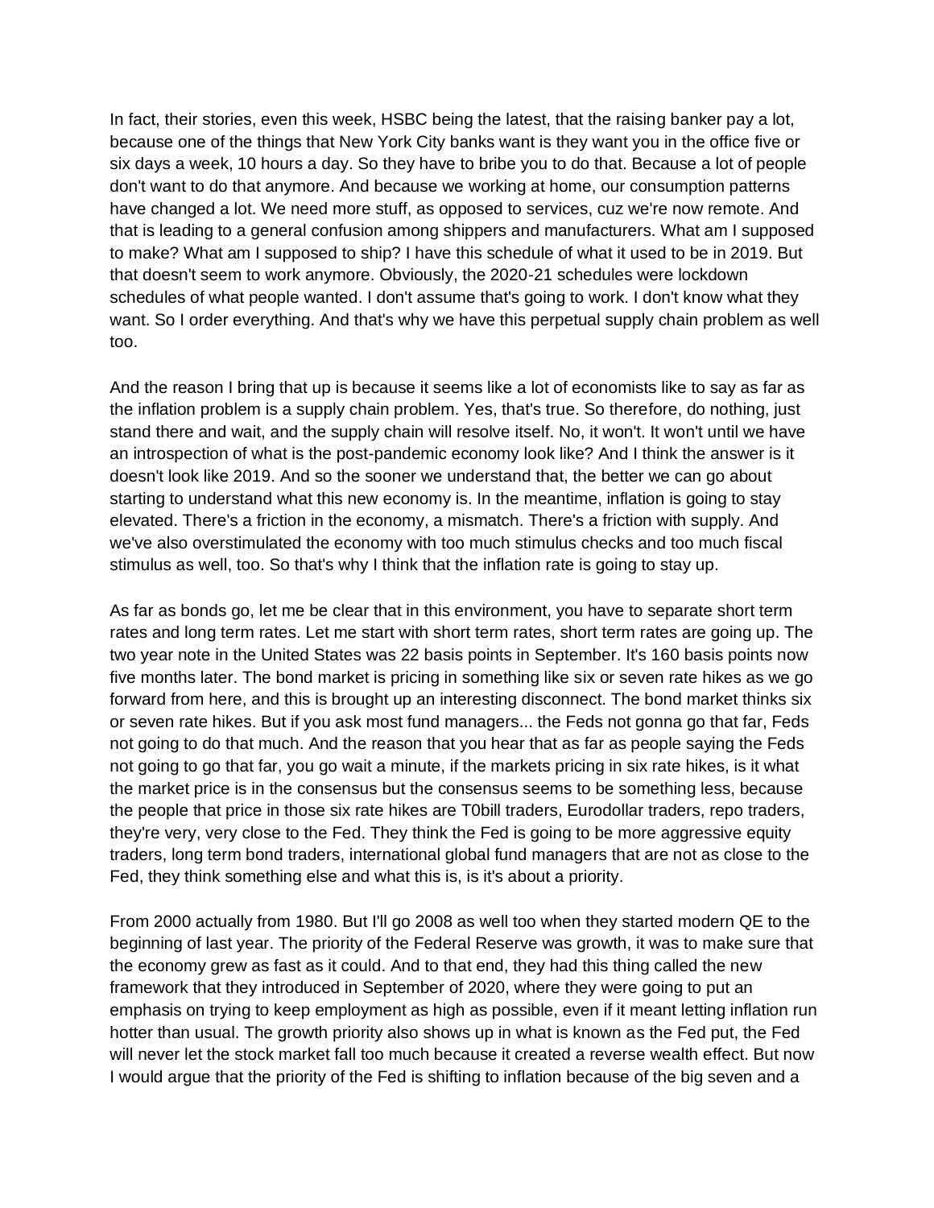In fact, their stories, even this week, HSBC being the latest, that the raising banker pay a lot, because one of the things that New York City banks want is they want you in the office five or six days a week, 10 hours a day. So they have to bribe you to do that. Because a lot of people don't want to do that anymore. And because we working at home, our consumption patterns have changed a lot. We need more stuff, as opposed to services, cuz we're now remote. And that is leading to a general confusion among shippers and manufacturers. What am I supposed to make? What am I supposed to ship? I have this schedule of what it used to be in 2019. But that doesn't seem to work anymore. Obviously, the 2020-21 schedules were lockdown schedules of what people wanted. I don't assume that's going to work. I don't know what they want. So I order everything. And that's why we have this perpetual supply chain problem as well too.

And the reason I bring that up is because it seems like a lot of economists like to say as far as the inflation problem is a supply chain problem. Yes, that's true. So therefore, do nothing, just stand there and wait, and the supply chain will resolve itself. No, it won't. It won't until we have an introspection of what is the post-pandemic economy look like? And I think the answer is it doesn't look like 2019. And so the sooner we understand that, the better we can go about starting to understand what this new economy is. In the meantime, inflation is going to stay elevated. There's a friction in the economy, a mismatch. There's a friction with supply. And we've also overstimulated the economy with too much stimulus checks and too much fiscal stimulus as well, too. So that's why I think that the inflation rate is going to stay up.

As far as bonds go, let me be clear that in this environment, you have to separate short term rates and long term rates. Let me start with short term rates, short term rates are going up. The two year note in the United States was 22 basis points in September. It's 160 basis points now five months later. The bond market is pricing in something like six or seven rate hikes as we go forward from here, and this is brought up an interesting disconnect. The bond market thinks six or seven rate hikes. But if you ask most fund managers... the Feds not gonna go that far, Feds not going to do that much. And the reason that you hear that as far as people saying the Feds not going to go that far, you go wait a minute, if the markets pricing in six rate hikes, is it what the market price is in the consensus but the consensus seems to be something less, because the people that price in those six rate hikes are T0bill traders, Eurodollar traders, repo traders, they're very, very close to the Fed. They think the Fed is going to be more aggressive equity traders, long term bond traders, international global fund managers that are not as close to the Fed, they think something else and what this is, is it's about a priority.

From 2000 actually from 1980. But I'll go 2008 as well too when they started modern QE to the beginning of last year. The priority of the Federal Reserve was growth, it was to make sure that the economy grew as fast as it could. And to that end, they had this thing called the new framework that they introduced in September of 2020, where they were going to put an emphasis on trying to keep employment as high as possible, even if it meant letting inflation run hotter than usual. The growth priority also shows up in what is known as the Fed put, the Fed will never let the stock market fall too much because it created a reverse wealth effect. But now I would argue that the priority of the Fed is shifting to inflation because of the big seven and a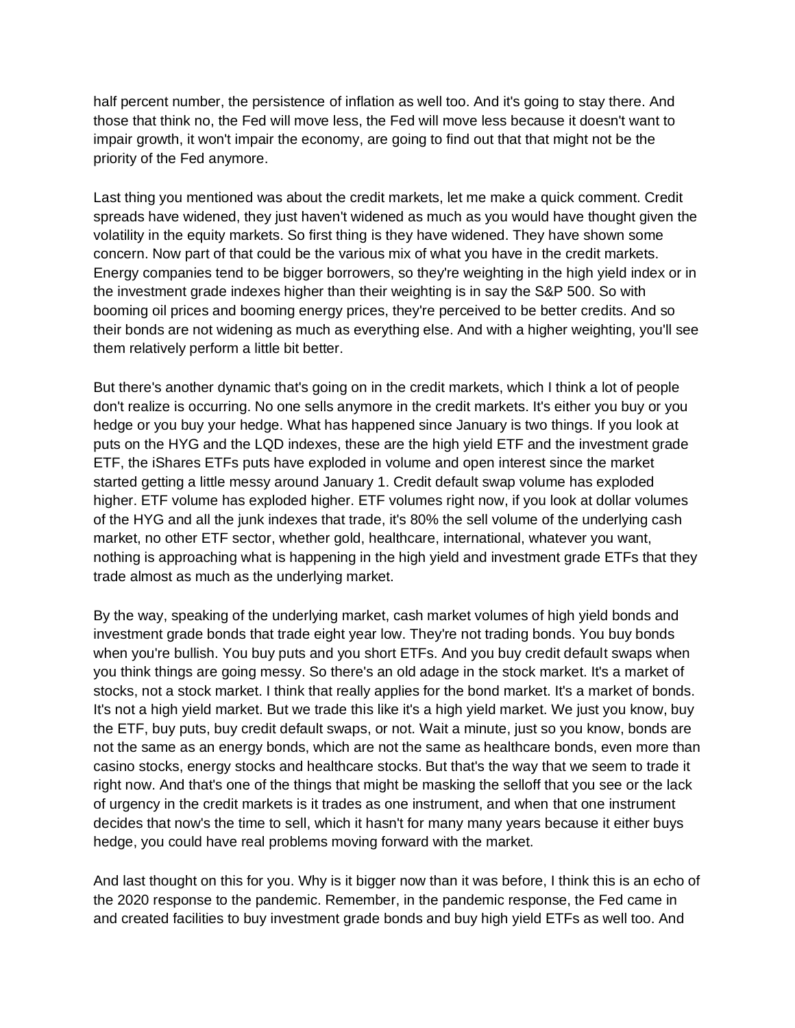half percent number, the persistence of inflation as well too. And it's going to stay there. And those that think no, the Fed will move less, the Fed will move less because it doesn't want to impair growth, it won't impair the economy, are going to find out that that might not be the priority of the Fed anymore.

Last thing you mentioned was about the credit markets, let me make a quick comment. Credit spreads have widened, they just haven't widened as much as you would have thought given the volatility in the equity markets. So first thing is they have widened. They have shown some concern. Now part of that could be the various mix of what you have in the credit markets. Energy companies tend to be bigger borrowers, so they're weighting in the high yield index or in the investment grade indexes higher than their weighting is in say the S&P 500. So with booming oil prices and booming energy prices, they're perceived to be better credits. And so their bonds are not widening as much as everything else. And with a higher weighting, you'll see them relatively perform a little bit better.

But there's another dynamic that's going on in the credit markets, which I think a lot of people don't realize is occurring. No one sells anymore in the credit markets. It's either you buy or you hedge or you buy your hedge. What has happened since January is two things. If you look at puts on the HYG and the LQD indexes, these are the high yield ETF and the investment grade ETF, the iShares ETFs puts have exploded in volume and open interest since the market started getting a little messy around January 1. Credit default swap volume has exploded higher. ETF volume has exploded higher. ETF volumes right now, if you look at dollar volumes of the HYG and all the junk indexes that trade, it's 80% the sell volume of the underlying cash market, no other ETF sector, whether gold, healthcare, international, whatever you want, nothing is approaching what is happening in the high yield and investment grade ETFs that they trade almost as much as the underlying market.

By the way, speaking of the underlying market, cash market volumes of high yield bonds and investment grade bonds that trade eight year low. They're not trading bonds. You buy bonds when you're bullish. You buy puts and you short ETFs. And you buy credit default swaps when you think things are going messy. So there's an old adage in the stock market. It's a market of stocks, not a stock market. I think that really applies for the bond market. It's a market of bonds. It's not a high yield market. But we trade this like it's a high yield market. We just you know, buy the ETF, buy puts, buy credit default swaps, or not. Wait a minute, just so you know, bonds are not the same as an energy bonds, which are not the same as healthcare bonds, even more than casino stocks, energy stocks and healthcare stocks. But that's the way that we seem to trade it right now. And that's one of the things that might be masking the selloff that you see or the lack of urgency in the credit markets is it trades as one instrument, and when that one instrument decides that now's the time to sell, which it hasn't for many many years because it either buys hedge, you could have real problems moving forward with the market.

And last thought on this for you. Why is it bigger now than it was before, I think this is an echo of the 2020 response to the pandemic. Remember, in the pandemic response, the Fed came in and created facilities to buy investment grade bonds and buy high yield ETFs as well too. And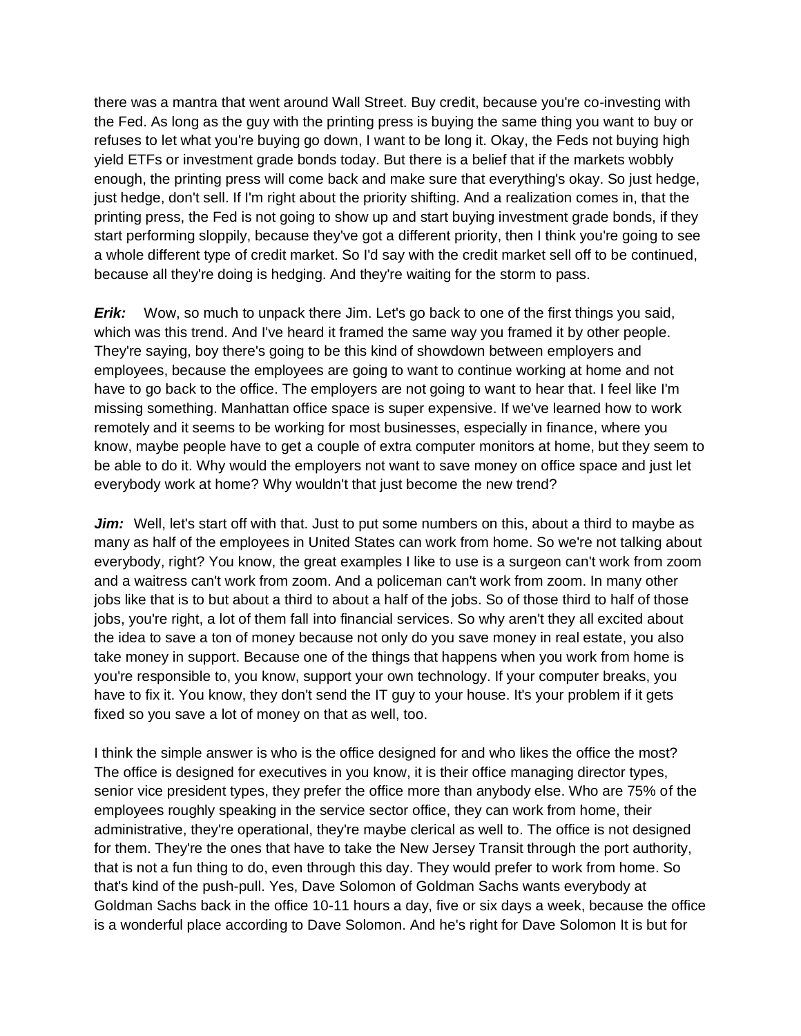there was a mantra that went around Wall Street. Buy credit, because you're co-investing with the Fed. As long as the guy with the printing press is buying the same thing you want to buy or refuses to let what you're buying go down, I want to be long it. Okay, the Feds not buying high yield ETFs or investment grade bonds today. But there is a belief that if the markets wobbly enough, the printing press will come back and make sure that everything's okay. So just hedge, just hedge, don't sell. If I'm right about the priority shifting. And a realization comes in, that the printing press, the Fed is not going to show up and start buying investment grade bonds, if they start performing sloppily, because they've got a different priority, then I think you're going to see a whole different type of credit market. So I'd say with the credit market sell off to be continued, because all they're doing is hedging. And they're waiting for the storm to pass.

***Erik:*** Wow, so much to unpack there Jim. Let's go back to one of the first things you said, which was this trend. And I've heard it framed the same way you framed it by other people. They're saying, boy there's going to be this kind of showdown between employers and employees, because the employees are going to want to continue working at home and not have to go back to the office. The employers are not going to want to hear that. I feel like I'm missing something. Manhattan office space is super expensive. If we've learned how to work remotely and it seems to be working for most businesses, especially in finance, where you know, maybe people have to get a couple of extra computer monitors at home, but they seem to be able to do it. Why would the employers not want to save money on office space and just let everybody work at home? Why wouldn't that just become the new trend?

***Jim:*** Well, let's start off with that. Just to put some numbers on this, about a third to maybe as many as half of the employees in United States can work from home. So we're not talking about everybody, right? You know, the great examples I like to use is a surgeon can't work from zoom and a waitress can't work from zoom. And a policeman can't work from zoom. In many other jobs like that is to but about a third to about a half of the jobs. So of those third to half of those jobs, you're right, a lot of them fall into financial services. So why aren't they all excited about the idea to save a ton of money because not only do you save money in real estate, you also take money in support. Because one of the things that happens when you work from home is you're responsible to, you know, support your own technology. If your computer breaks, you have to fix it. You know, they don't send the IT guy to your house. It's your problem if it gets fixed so you save a lot of money on that as well, too.

I think the simple answer is who is the office designed for and who likes the office the most? The office is designed for executives in you know, it is their office managing director types, senior vice president types, they prefer the office more than anybody else. Who are 75% of the employees roughly speaking in the service sector office, they can work from home, their administrative, they're operational, they're maybe clerical as well to. The office is not designed for them. They're the ones that have to take the New Jersey Transit through the port authority, that is not a fun thing to do, even through this day. They would prefer to work from home. So that's kind of the push-pull. Yes, Dave Solomon of Goldman Sachs wants everybody at Goldman Sachs back in the office 10-11 hours a day, five or six days a week, because the office is a wonderful place according to Dave Solomon. And he's right for Dave Solomon It is but for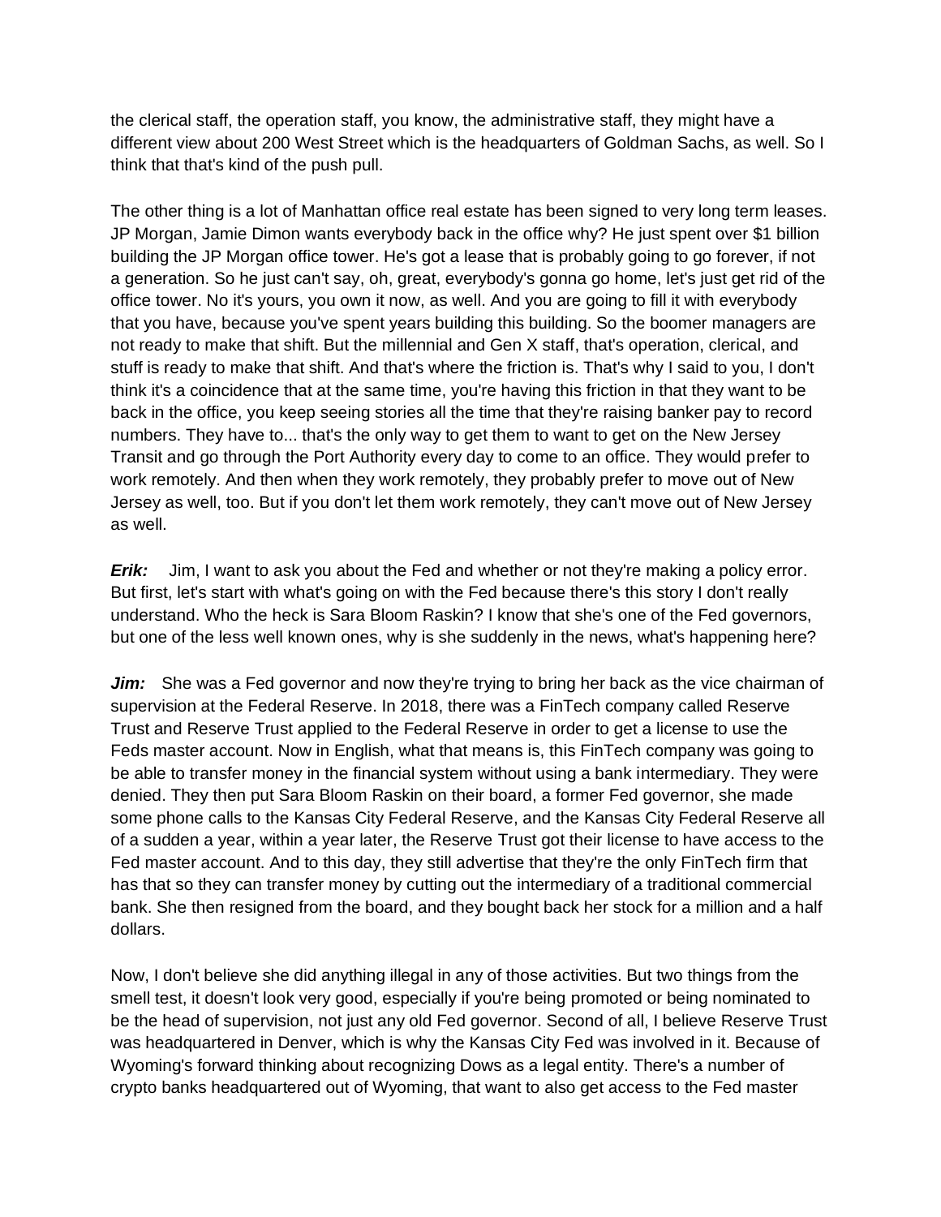the clerical staff, the operation staff, you know, the administrative staff, they might have a different view about 200 West Street which is the headquarters of Goldman Sachs, as well. So I think that that's kind of the push pull.

The other thing is a lot of Manhattan office real estate has been signed to very long term leases. JP Morgan, Jamie Dimon wants everybody back in the office why? He just spent over $1 billion building the JP Morgan office tower. He's got a lease that is probably going to go forever, if not a generation. So he just can't say, oh, great, everybody's gonna go home, let's just get rid of the office tower. No it's yours, you own it now, as well. And you are going to fill it with everybody that you have, because you've spent years building this building. So the boomer managers are not ready to make that shift. But the millennial and Gen X staff, that's operation, clerical, and stuff is ready to make that shift. And that's where the friction is. That's why I said to you, I don't think it's a coincidence that at the same time, you're having this friction in that they want to be back in the office, you keep seeing stories all the time that they're raising banker pay to record numbers. They have to... that's the only way to get them to want to get on the New Jersey Transit and go through the Port Authority every day to come to an office. They would prefer to work remotely. And then when they work remotely, they probably prefer to move out of New Jersey as well, too. But if you don't let them work remotely, they can't move out of New Jersey as well.

***Erik:*** Jim, I want to ask you about the Fed and whether or not they're making a policy error. But first, let's start with what's going on with the Fed because there's this story I don't really understand. Who the heck is Sara Bloom Raskin? I know that she's one of the Fed governors, but one of the less well known ones, why is she suddenly in the news, what's happening here?

***Jim:*** She was a Fed governor and now they're trying to bring her back as the vice chairman of supervision at the Federal Reserve. In 2018, there was a FinTech company called Reserve Trust and Reserve Trust applied to the Federal Reserve in order to get a license to use the Feds master account. Now in English, what that means is, this FinTech company was going to be able to transfer money in the financial system without using a bank intermediary. They were denied. They then put Sara Bloom Raskin on their board, a former Fed governor, she made some phone calls to the Kansas City Federal Reserve, and the Kansas City Federal Reserve all of a sudden a year, within a year later, the Reserve Trust got their license to have access to the Fed master account. And to this day, they still advertise that they're the only FinTech firm that has that so they can transfer money by cutting out the intermediary of a traditional commercial bank. She then resigned from the board, and they bought back her stock for a million and a half dollars.

Now, I don't believe she did anything illegal in any of those activities. But two things from the smell test, it doesn't look very good, especially if you're being promoted or being nominated to be the head of supervision, not just any old Fed governor. Second of all, I believe Reserve Trust was headquartered in Denver, which is why the Kansas City Fed was involved in it. Because of Wyoming's forward thinking about recognizing Dows as a legal entity. There's a number of crypto banks headquartered out of Wyoming, that want to also get access to the Fed master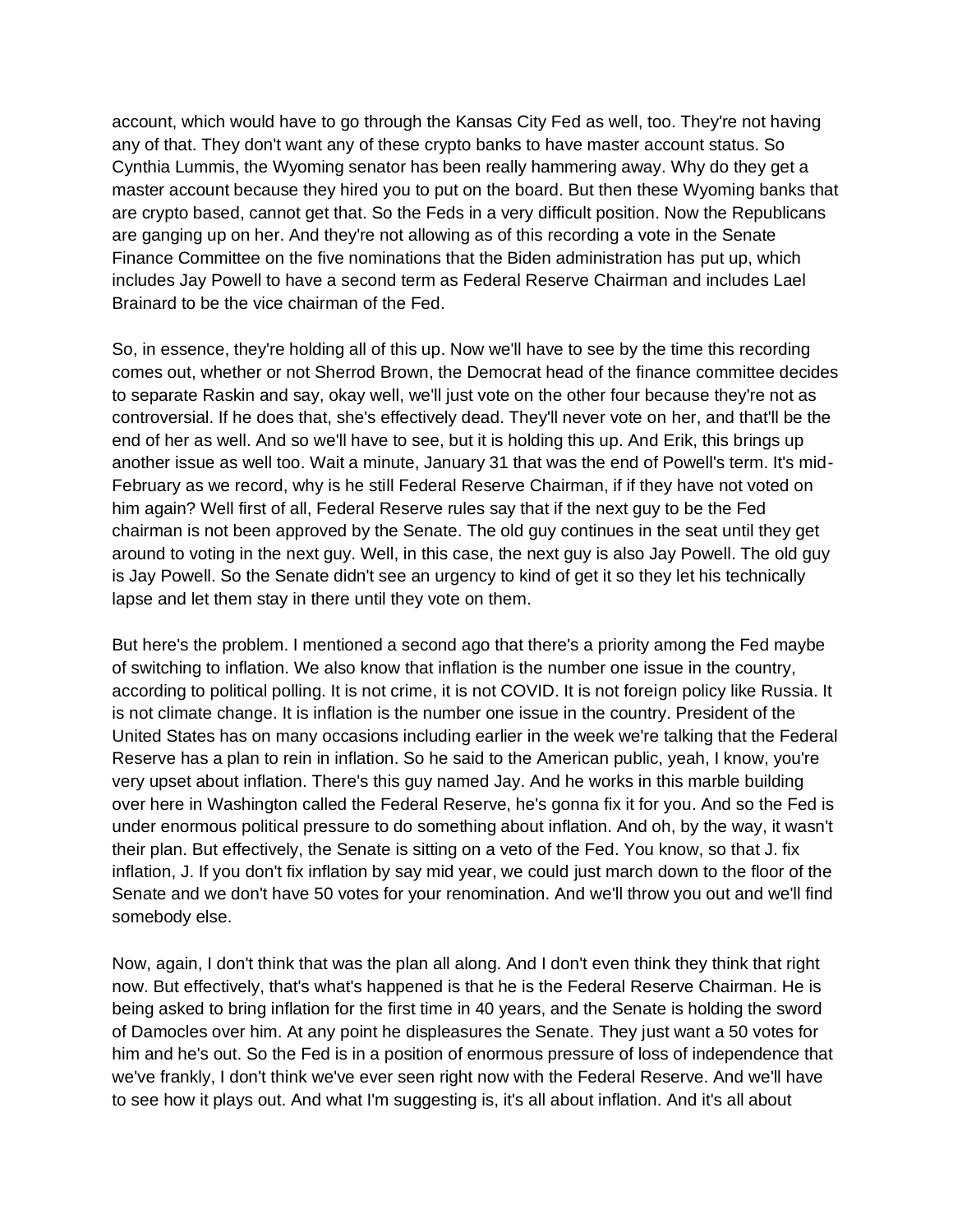account, which would have to go through the Kansas City Fed as well, too. They're not having any of that. They don't want any of these crypto banks to have master account status. So Cynthia Lummis, the Wyoming senator has been really hammering away. Why do they get a master account because they hired you to put on the board. But then these Wyoming banks that are crypto based, cannot get that. So the Feds in a very difficult position. Now the Republicans are ganging up on her. And they're not allowing as of this recording a vote in the Senate Finance Committee on the five nominations that the Biden administration has put up, which includes Jay Powell to have a second term as Federal Reserve Chairman and includes Lael Brainard to be the vice chairman of the Fed.

So, in essence, they're holding all of this up. Now we'll have to see by the time this recording comes out, whether or not Sherrod Brown, the Democrat head of the finance committee decides to separate Raskin and say, okay well, we'll just vote on the other four because they're not as controversial. If he does that, she's effectively dead. They'll never vote on her, and that'll be the end of her as well. And so we'll have to see, but it is holding this up. And Erik, this brings up another issue as well too. Wait a minute, January 31 that was the end of Powell's term. It's mid-February as we record, why is he still Federal Reserve Chairman, if if they have not voted on him again? Well first of all, Federal Reserve rules say that if the next guy to be the Fed chairman is not been approved by the Senate. The old guy continues in the seat until they get around to voting in the next guy. Well, in this case, the next guy is also Jay Powell. The old guy is Jay Powell. So the Senate didn't see an urgency to kind of get it so they let his technically lapse and let them stay in there until they vote on them.

But here's the problem. I mentioned a second ago that there's a priority among the Fed maybe of switching to inflation. We also know that inflation is the number one issue in the country, according to political polling. It is not crime, it is not COVID. It is not foreign policy like Russia. It is not climate change. It is inflation is the number one issue in the country. President of the United States has on many occasions including earlier in the week we're talking that the Federal Reserve has a plan to rein in inflation. So he said to the American public, yeah, I know, you're very upset about inflation. There's this guy named Jay. And he works in this marble building over here in Washington called the Federal Reserve, he's gonna fix it for you. And so the Fed is under enormous political pressure to do something about inflation. And oh, by the way, it wasn't their plan. But effectively, the Senate is sitting on a veto of the Fed. You know, so that J. fix inflation, J. If you don't fix inflation by say mid year, we could just march down to the floor of the Senate and we don't have 50 votes for your renomination. And we'll throw you out and we'll find somebody else.

Now, again, I don't think that was the plan all along. And I don't even think they think that right now. But effectively, that's what's happened is that he is the Federal Reserve Chairman. He is being asked to bring inflation for the first time in 40 years, and the Senate is holding the sword of Damocles over him. At any point he displeasures the Senate. They just want a 50 votes for him and he's out. So the Fed is in a position of enormous pressure of loss of independence that we've frankly, I don't think we've ever seen right now with the Federal Reserve. And we'll have to see how it plays out. And what I'm suggesting is, it's all about inflation. And it's all about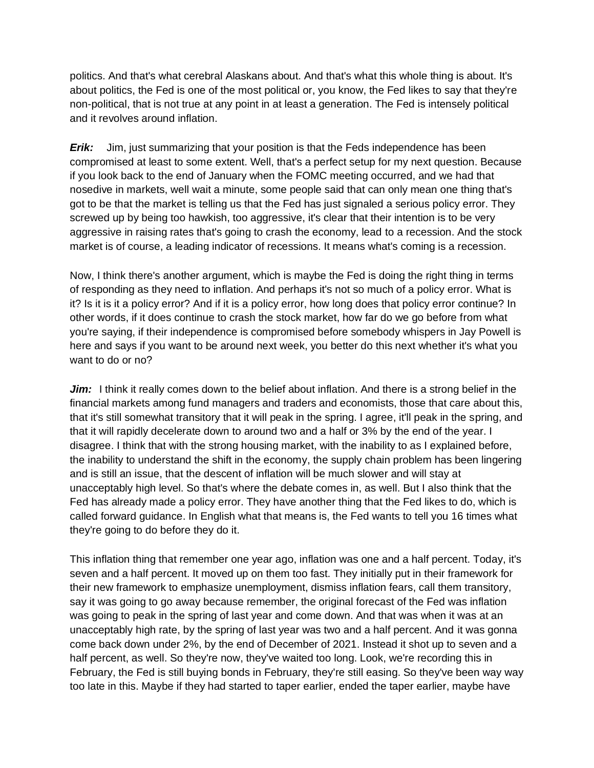politics. And that's what cerebral Alaskans about. And that's what this whole thing is about. It's about politics, the Fed is one of the most political or, you know, the Fed likes to say that they're non-political, that is not true at any point in at least a generation. The Fed is intensely political and it revolves around inflation.

***Erik:*** Jim, just summarizing that your position is that the Feds independence has been compromised at least to some extent. Well, that's a perfect setup for my next question. Because if you look back to the end of January when the FOMC meeting occurred, and we had that nosedive in markets, well wait a minute, some people said that can only mean one thing that's got to be that the market is telling us that the Fed has just signaled a serious policy error. They screwed up by being too hawkish, too aggressive, it's clear that their intention is to be very aggressive in raising rates that's going to crash the economy, lead to a recession. And the stock market is of course, a leading indicator of recessions. It means what's coming is a recession.

Now, I think there's another argument, which is maybe the Fed is doing the right thing in terms of responding as they need to inflation. And perhaps it's not so much of a policy error. What is it? Is it is it a policy error? And if it is a policy error, how long does that policy error continue? In other words, if it does continue to crash the stock market, how far do we go before from what you're saying, if their independence is compromised before somebody whispers in Jay Powell is here and says if you want to be around next week, you better do this next whether it's what you want to do or no?

***Jim:*** I think it really comes down to the belief about inflation. And there is a strong belief in the financial markets among fund managers and traders and economists, those that care about this, that it's still somewhat transitory that it will peak in the spring. I agree, it'll peak in the spring, and that it will rapidly decelerate down to around two and a half or 3% by the end of the year. I disagree. I think that with the strong housing market, with the inability to as I explained before, the inability to understand the shift in the economy, the supply chain problem has been lingering and is still an issue, that the descent of inflation will be much slower and will stay at unacceptably high level. So that's where the debate comes in, as well. But I also think that the Fed has already made a policy error. They have another thing that the Fed likes to do, which is called forward guidance. In English what that means is, the Fed wants to tell you 16 times what they're going to do before they do it.

This inflation thing that remember one year ago, inflation was one and a half percent. Today, it's seven and a half percent. It moved up on them too fast. They initially put in their framework for their new framework to emphasize unemployment, dismiss inflation fears, call them transitory, say it was going to go away because remember, the original forecast of the Fed was inflation was going to peak in the spring of last year and come down. And that was when it was at an unacceptably high rate, by the spring of last year was two and a half percent. And it was gonna come back down under 2%, by the end of December of 2021. Instead it shot up to seven and a half percent, as well. So they're now, they've waited too long. Look, we're recording this in February, the Fed is still buying bonds in February, they're still easing. So they've been way way too late in this. Maybe if they had started to taper earlier, ended the taper earlier, maybe have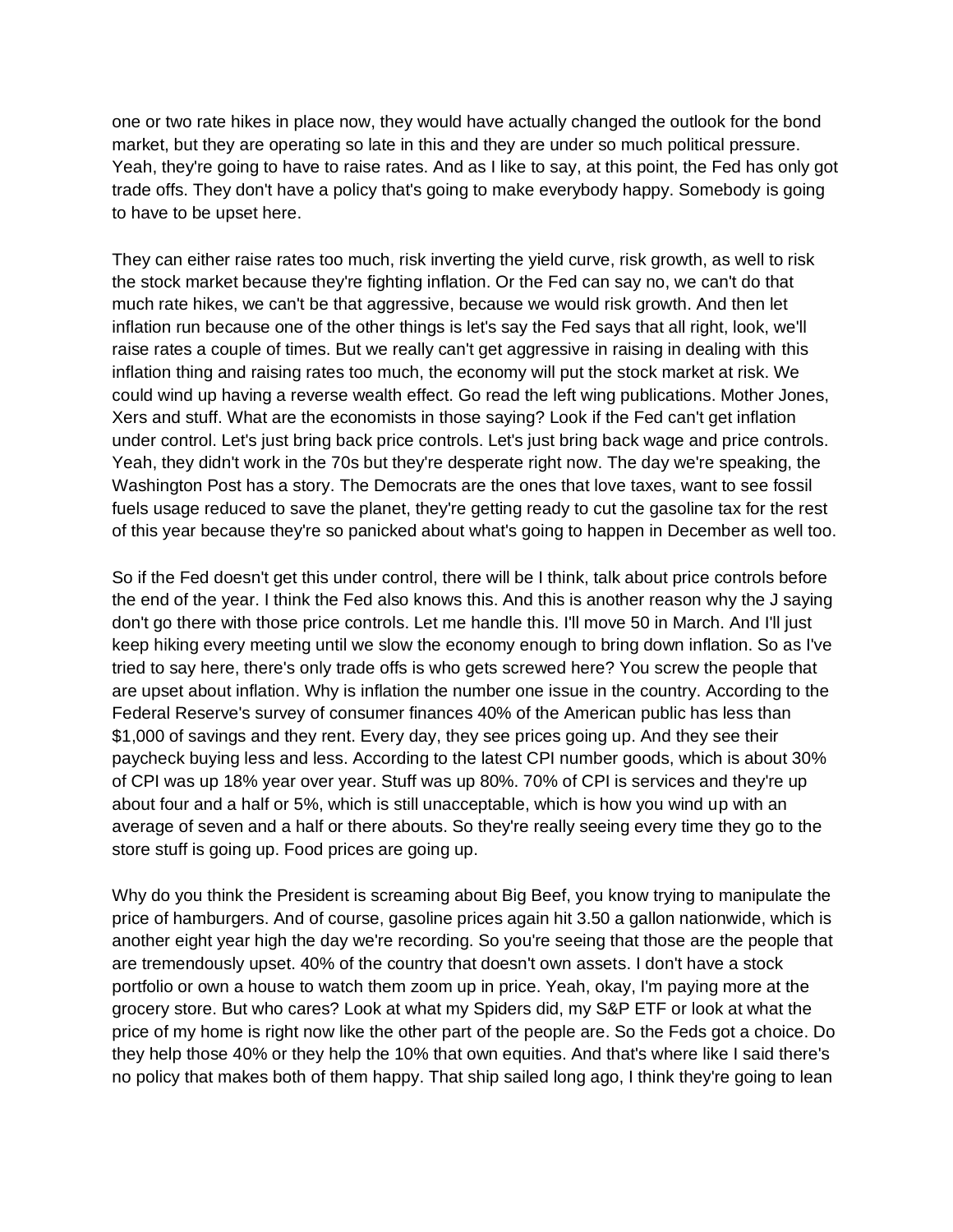one or two rate hikes in place now, they would have actually changed the outlook for the bond market, but they are operating so late in this and they are under so much political pressure. Yeah, they're going to have to raise rates. And as I like to say, at this point, the Fed has only got trade offs. They don't have a policy that's going to make everybody happy. Somebody is going to have to be upset here.

They can either raise rates too much, risk inverting the yield curve, risk growth, as well to risk the stock market because they're fighting inflation. Or the Fed can say no, we can't do that much rate hikes, we can't be that aggressive, because we would risk growth. And then let inflation run because one of the other things is let's say the Fed says that all right, look, we'll raise rates a couple of times. But we really can't get aggressive in raising in dealing with this inflation thing and raising rates too much, the economy will put the stock market at risk. We could wind up having a reverse wealth effect. Go read the left wing publications. Mother Jones, Xers and stuff. What are the economists in those saying? Look if the Fed can't get inflation under control. Let's just bring back price controls. Let's just bring back wage and price controls. Yeah, they didn't work in the 70s but they're desperate right now. The day we're speaking, the Washington Post has a story. The Democrats are the ones that love taxes, want to see fossil fuels usage reduced to save the planet, they're getting ready to cut the gasoline tax for the rest of this year because they're so panicked about what's going to happen in December as well too.

So if the Fed doesn't get this under control, there will be I think, talk about price controls before the end of the year. I think the Fed also knows this. And this is another reason why the J saying don't go there with those price controls. Let me handle this. I'll move 50 in March. And I'll just keep hiking every meeting until we slow the economy enough to bring down inflation. So as I've tried to say here, there's only trade offs is who gets screwed here? You screw the people that are upset about inflation. Why is inflation the number one issue in the country. According to the Federal Reserve's survey of consumer finances 40% of the American public has less than $1,000 of savings and they rent. Every day, they see prices going up. And they see their paycheck buying less and less. According to the latest CPI number goods, which is about 30% of CPI was up 18% year over year. Stuff was up 80%. 70% of CPI is services and they're up about four and a half or 5%, which is still unacceptable, which is how you wind up with an average of seven and a half or there abouts. So they're really seeing every time they go to the store stuff is going up. Food prices are going up.

Why do you think the President is screaming about Big Beef, you know trying to manipulate the price of hamburgers. And of course, gasoline prices again hit 3.50 a gallon nationwide, which is another eight year high the day we're recording. So you're seeing that those are the people that are tremendously upset. 40% of the country that doesn't own assets. I don't have a stock portfolio or own a house to watch them zoom up in price. Yeah, okay, I'm paying more at the grocery store. But who cares? Look at what my Spiders did, my S&P ETF or look at what the price of my home is right now like the other part of the people are. So the Feds got a choice. Do they help those 40% or they help the 10% that own equities. And that's where like I said there's no policy that makes both of them happy. That ship sailed long ago, I think they're going to lean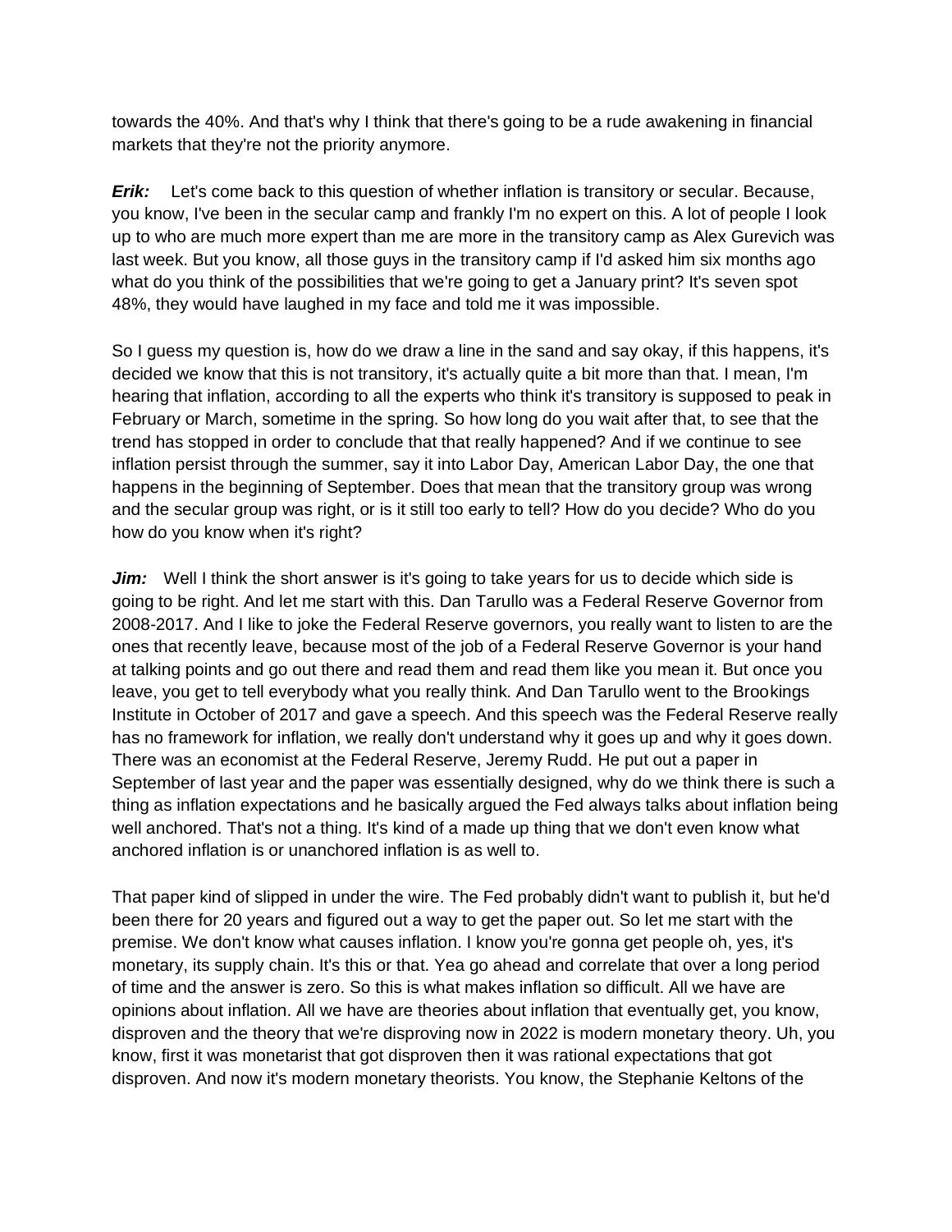towards the 40%. And that's why I think that there's going to be a rude awakening in financial markets that they're not the priority anymore.

***Erik:*** Let's come back to this question of whether inflation is transitory or secular. Because, you know, I've been in the secular camp and frankly I'm no expert on this. A lot of people I look up to who are much more expert than me are more in the transitory camp as Alex Gurevich was last week. But you know, all those guys in the transitory camp if I'd asked him six months ago what do you think of the possibilities that we're going to get a January print? It's seven spot 48%, they would have laughed in my face and told me it was impossible.

So I guess my question is, how do we draw a line in the sand and say okay, if this happens, it's decided we know that this is not transitory, it's actually quite a bit more than that. I mean, I'm hearing that inflation, according to all the experts who think it's transitory is supposed to peak in February or March, sometime in the spring. So how long do you wait after that, to see that the trend has stopped in order to conclude that that really happened? And if we continue to see inflation persist through the summer, say it into Labor Day, American Labor Day, the one that happens in the beginning of September. Does that mean that the transitory group was wrong and the secular group was right, or is it still too early to tell? How do you decide? Who do you how do you know when it's right?

***Jim:*** Well I think the short answer is it's going to take years for us to decide which side is going to be right. And let me start with this. Dan Tarullo was a Federal Reserve Governor from 2008-2017. And I like to joke the Federal Reserve governors, you really want to listen to are the ones that recently leave, because most of the job of a Federal Reserve Governor is your hand at talking points and go out there and read them and read them like you mean it. But once you leave, you get to tell everybody what you really think. And Dan Tarullo went to the Brookings Institute in October of 2017 and gave a speech. And this speech was the Federal Reserve really has no framework for inflation, we really don't understand why it goes up and why it goes down. There was an economist at the Federal Reserve, Jeremy Rudd. He put out a paper in September of last year and the paper was essentially designed, why do we think there is such a thing as inflation expectations and he basically argued the Fed always talks about inflation being well anchored. That's not a thing. It's kind of a made up thing that we don't even know what anchored inflation is or unanchored inflation is as well to.

That paper kind of slipped in under the wire. The Fed probably didn't want to publish it, but he'd been there for 20 years and figured out a way to get the paper out. So let me start with the premise. We don't know what causes inflation. I know you're gonna get people oh, yes, it's monetary, its supply chain. It's this or that. Yea go ahead and correlate that over a long period of time and the answer is zero. So this is what makes inflation so difficult. All we have are opinions about inflation. All we have are theories about inflation that eventually get, you know, disproven and the theory that we're disproving now in 2022 is modern monetary theory. Uh, you know, first it was monetarist that got disproven then it was rational expectations that got disproven. And now it's modern monetary theorists. You know, the Stephanie Keltons of the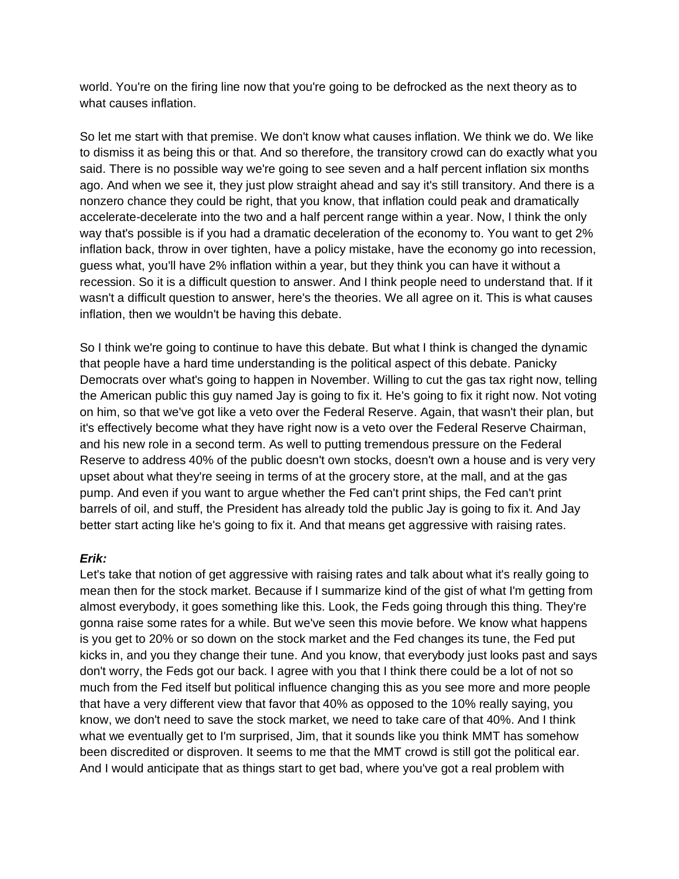world. You're on the firing line now that you're going to be defrocked as the next theory as to what causes inflation.

So let me start with that premise. We don't know what causes inflation. We think we do. We like to dismiss it as being this or that. And so therefore, the transitory crowd can do exactly what you said. There is no possible way we're going to see seven and a half percent inflation six months ago. And when we see it, they just plow straight ahead and say it's still transitory. And there is a nonzero chance they could be right, that you know, that inflation could peak and dramatically accelerate-decelerate into the two and a half percent range within a year. Now, I think the only way that's possible is if you had a dramatic deceleration of the economy to. You want to get 2% inflation back, throw in over tighten, have a policy mistake, have the economy go into recession, guess what, you'll have 2% inflation within a year, but they think you can have it without a recession. So it is a difficult question to answer. And I think people need to understand that. If it wasn't a difficult question to answer, here's the theories. We all agree on it. This is what causes inflation, then we wouldn't be having this debate.

So I think we're going to continue to have this debate. But what I think is changed the dynamic that people have a hard time understanding is the political aspect of this debate. Panicky Democrats over what's going to happen in November. Willing to cut the gas tax right now, telling the American public this guy named Jay is going to fix it. He's going to fix it right now. Not voting on him, so that we've got like a veto over the Federal Reserve. Again, that wasn't their plan, but it's effectively become what they have right now is a veto over the Federal Reserve Chairman, and his new role in a second term. As well to putting tremendous pressure on the Federal Reserve to address 40% of the public doesn't own stocks, doesn't own a house and is very very upset about what they're seeing in terms of at the grocery store, at the mall, and at the gas pump. And even if you want to argue whether the Fed can't print ships, the Fed can't print barrels of oil, and stuff, the President has already told the public Jay is going to fix it. And Jay better start acting like he's going to fix it. And that means get aggressive with raising rates.

***Erik:***
Let's take that notion of get aggressive with raising rates and talk about what it's really going to mean then for the stock market. Because if I summarize kind of the gist of what I'm getting from almost everybody, it goes something like this. Look, the Feds going through this thing. They're gonna raise some rates for a while. But we've seen this movie before. We know what happens is you get to 20% or so down on the stock market and the Fed changes its tune, the Fed put kicks in, and you they change their tune. And you know, that everybody just looks past and says don't worry, the Feds got our back. I agree with you that I think there could be a lot of not so much from the Fed itself but political influence changing this as you see more and more people that have a very different view that favor that 40% as opposed to the 10% really saying, you know, we don't need to save the stock market, we need to take care of that 40%. And I think what we eventually get to I'm surprised, Jim, that it sounds like you think MMT has somehow been discredited or disproven. It seems to me that the MMT crowd is still got the political ear. And I would anticipate that as things start to get bad, where you've got a real problem with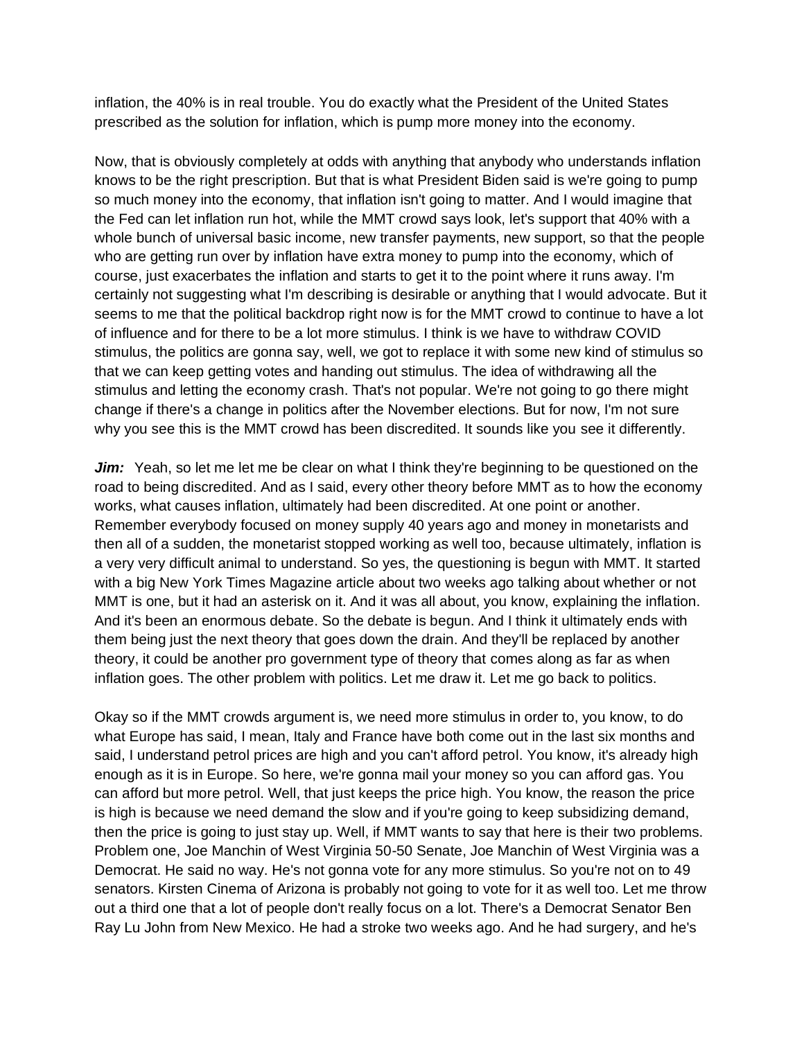inflation, the 40% is in real trouble. You do exactly what the President of the United States prescribed as the solution for inflation, which is pump more money into the economy.

Now, that is obviously completely at odds with anything that anybody who understands inflation knows to be the right prescription. But that is what President Biden said is we're going to pump so much money into the economy, that inflation isn't going to matter. And I would imagine that the Fed can let inflation run hot, while the MMT crowd says look, let's support that 40% with a whole bunch of universal basic income, new transfer payments, new support, so that the people who are getting run over by inflation have extra money to pump into the economy, which of course, just exacerbates the inflation and starts to get it to the point where it runs away. I'm certainly not suggesting what I'm describing is desirable or anything that I would advocate. But it seems to me that the political backdrop right now is for the MMT crowd to continue to have a lot of influence and for there to be a lot more stimulus. I think is we have to withdraw COVID stimulus, the politics are gonna say, well, we got to replace it with some new kind of stimulus so that we can keep getting votes and handing out stimulus. The idea of withdrawing all the stimulus and letting the economy crash. That's not popular. We're not going to go there might change if there's a change in politics after the November elections. But for now, I'm not sure why you see this is the MMT crowd has been discredited. It sounds like you see it differently.

***Jim:*** Yeah, so let me let me be clear on what I think they're beginning to be questioned on the road to being discredited. And as I said, every other theory before MMT as to how the economy works, what causes inflation, ultimately had been discredited. At one point or another. Remember everybody focused on money supply 40 years ago and money in monetarists and then all of a sudden, the monetarist stopped working as well too, because ultimately, inflation is a very very difficult animal to understand. So yes, the questioning is begun with MMT. It started with a big New York Times Magazine article about two weeks ago talking about whether or not MMT is one, but it had an asterisk on it. And it was all about, you know, explaining the inflation. And it's been an enormous debate. So the debate is begun. And I think it ultimately ends with them being just the next theory that goes down the drain. And they'll be replaced by another theory, it could be another pro government type of theory that comes along as far as when inflation goes. The other problem with politics. Let me draw it. Let me go back to politics.

Okay so if the MMT crowds argument is, we need more stimulus in order to, you know, to do what Europe has said, I mean, Italy and France have both come out in the last six months and said, I understand petrol prices are high and you can't afford petrol. You know, it's already high enough as it is in Europe. So here, we're gonna mail your money so you can afford gas. You can afford but more petrol. Well, that just keeps the price high. You know, the reason the price is high is because we need demand the slow and if you're going to keep subsidizing demand, then the price is going to just stay up. Well, if MMT wants to say that here is their two problems. Problem one, Joe Manchin of West Virginia 50-50 Senate, Joe Manchin of West Virginia was a Democrat. He said no way. He's not gonna vote for any more stimulus. So you're not on to 49 senators. Kirsten Cinema of Arizona is probably not going to vote for it as well too. Let me throw out a third one that a lot of people don't really focus on a lot. There's a Democrat Senator Ben Ray Lu John from New Mexico. He had a stroke two weeks ago. And he had surgery, and he's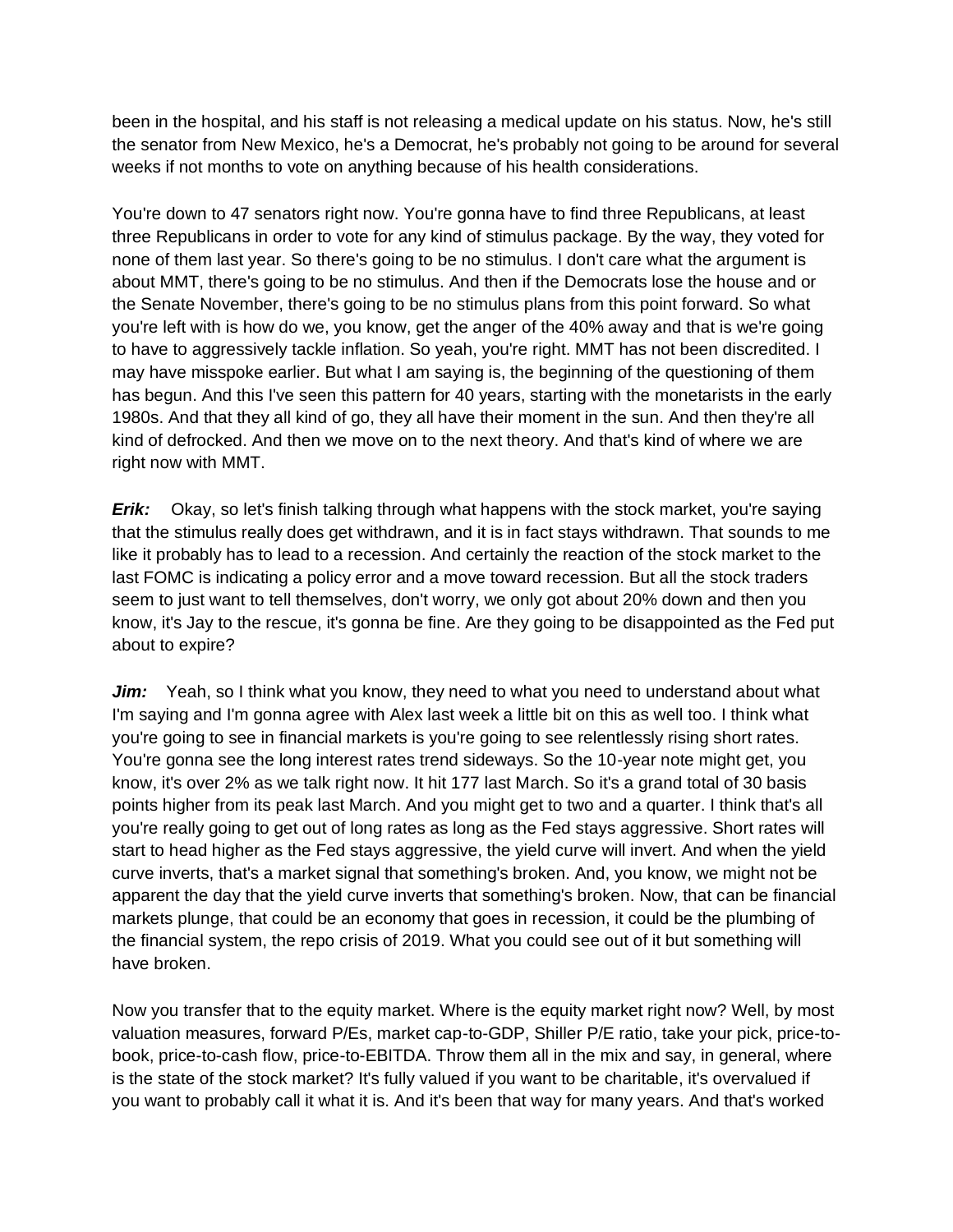been in the hospital, and his staff is not releasing a medical update on his status. Now, he's still the senator from New Mexico, he's a Democrat, he's probably not going to be around for several weeks if not months to vote on anything because of his health considerations.

You're down to 47 senators right now. You're gonna have to find three Republicans, at least three Republicans in order to vote for any kind of stimulus package. By the way, they voted for none of them last year. So there's going to be no stimulus. I don't care what the argument is about MMT, there's going to be no stimulus. And then if the Democrats lose the house and or the Senate November, there's going to be no stimulus plans from this point forward. So what you're left with is how do we, you know, get the anger of the 40% away and that is we're going to have to aggressively tackle inflation. So yeah, you're right. MMT has not been discredited. I may have misspoke earlier. But what I am saying is, the beginning of the questioning of them has begun. And this I've seen this pattern for 40 years, starting with the monetarists in the early 1980s. And that they all kind of go, they all have their moment in the sun. And then they're all kind of defrocked. And then we move on to the next theory. And that's kind of where we are right now with MMT.

***Erik:*** Okay, so let's finish talking through what happens with the stock market, you're saying that the stimulus really does get withdrawn, and it is in fact stays withdrawn. That sounds to me like it probably has to lead to a recession. And certainly the reaction of the stock market to the last FOMC is indicating a policy error and a move toward recession. But all the stock traders seem to just want to tell themselves, don't worry, we only got about 20% down and then you know, it's Jay to the rescue, it's gonna be fine. Are they going to be disappointed as the Fed put about to expire?

***Jim:*** Yeah, so I think what you know, they need to what you need to understand about what I'm saying and I'm gonna agree with Alex last week a little bit on this as well too. I think what you're going to see in financial markets is you're going to see relentlessly rising short rates. You're gonna see the long interest rates trend sideways. So the 10-year note might get, you know, it's over 2% as we talk right now. It hit 177 last March. So it's a grand total of 30 basis points higher from its peak last March. And you might get to two and a quarter. I think that's all you're really going to get out of long rates as long as the Fed stays aggressive. Short rates will start to head higher as the Fed stays aggressive, the yield curve will invert. And when the yield curve inverts, that's a market signal that something's broken. And, you know, we might not be apparent the day that the yield curve inverts that something's broken. Now, that can be financial markets plunge, that could be an economy that goes in recession, it could be the plumbing of the financial system, the repo crisis of 2019. What you could see out of it but something will have broken.

Now you transfer that to the equity market. Where is the equity market right now? Well, by most valuation measures, forward P/Es, market cap-to-GDP, Shiller P/E ratio, take your pick, price-to-book, price-to-cash flow, price-to-EBITDA. Throw them all in the mix and say, in general, where is the state of the stock market? It's fully valued if you want to be charitable, it's overvalued if you want to probably call it what it is. And it's been that way for many years. And that's worked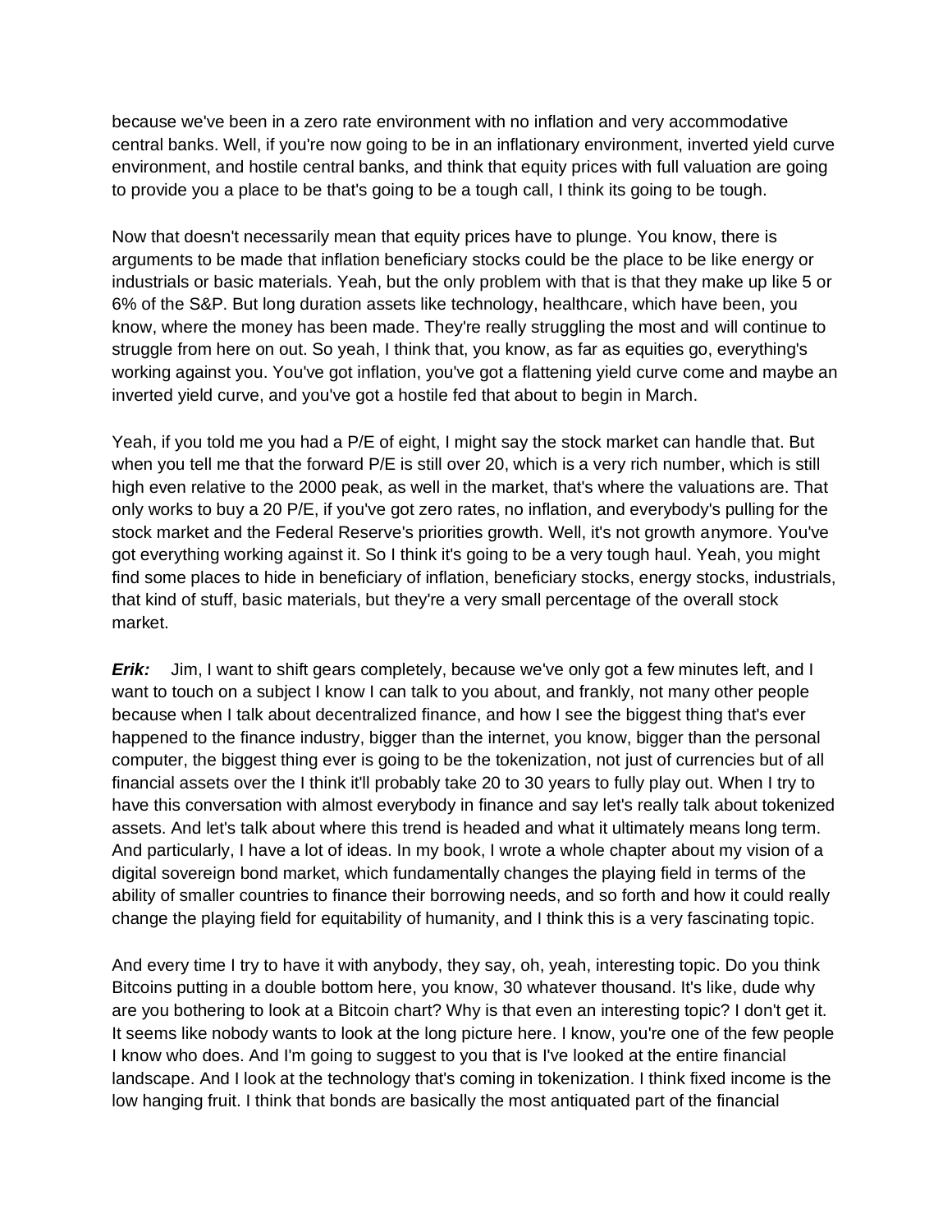because we've been in a zero rate environment with no inflation and very accommodative central banks. Well, if you're now going to be in an inflationary environment, inverted yield curve environment, and hostile central banks, and think that equity prices with full valuation are going to provide you a place to be that's going to be a tough call, I think its going to be tough.

Now that doesn't necessarily mean that equity prices have to plunge. You know, there is arguments to be made that inflation beneficiary stocks could be the place to be like energy or industrials or basic materials. Yeah, but the only problem with that is that they make up like 5 or 6% of the S&P. But long duration assets like technology, healthcare, which have been, you know, where the money has been made. They're really struggling the most and will continue to struggle from here on out. So yeah, I think that, you know, as far as equities go, everything's working against you. You've got inflation, you've got a flattening yield curve come and maybe an inverted yield curve, and you've got a hostile fed that about to begin in March.

Yeah, if you told me you had a P/E of eight, I might say the stock market can handle that. But when you tell me that the forward P/E is still over 20, which is a very rich number, which is still high even relative to the 2000 peak, as well in the market, that's where the valuations are. That only works to buy a 20 P/E, if you've got zero rates, no inflation, and everybody's pulling for the stock market and the Federal Reserve's priorities growth. Well, it's not growth anymore. You've got everything working against it. So I think it's going to be a very tough haul. Yeah, you might find some places to hide in beneficiary of inflation, beneficiary stocks, energy stocks, industrials, that kind of stuff, basic materials, but they're a very small percentage of the overall stock market.

***Erik:*** Jim, I want to shift gears completely, because we've only got a few minutes left, and I want to touch on a subject I know I can talk to you about, and frankly, not many other people because when I talk about decentralized finance, and how I see the biggest thing that's ever happened to the finance industry, bigger than the internet, you know, bigger than the personal computer, the biggest thing ever is going to be the tokenization, not just of currencies but of all financial assets over the I think it'll probably take 20 to 30 years to fully play out. When I try to have this conversation with almost everybody in finance and say let's really talk about tokenized assets. And let's talk about where this trend is headed and what it ultimately means long term. And particularly, I have a lot of ideas. In my book, I wrote a whole chapter about my vision of a digital sovereign bond market, which fundamentally changes the playing field in terms of the ability of smaller countries to finance their borrowing needs, and so forth and how it could really change the playing field for equitability of humanity, and I think this is a very fascinating topic.

And every time I try to have it with anybody, they say, oh, yeah, interesting topic. Do you think Bitcoins putting in a double bottom here, you know, 30 whatever thousand. It's like, dude why are you bothering to look at a Bitcoin chart? Why is that even an interesting topic? I don't get it. It seems like nobody wants to look at the long picture here. I know, you're one of the few people I know who does. And I'm going to suggest to you that is I've looked at the entire financial landscape. And I look at the technology that's coming in tokenization. I think fixed income is the low hanging fruit. I think that bonds are basically the most antiquated part of the financial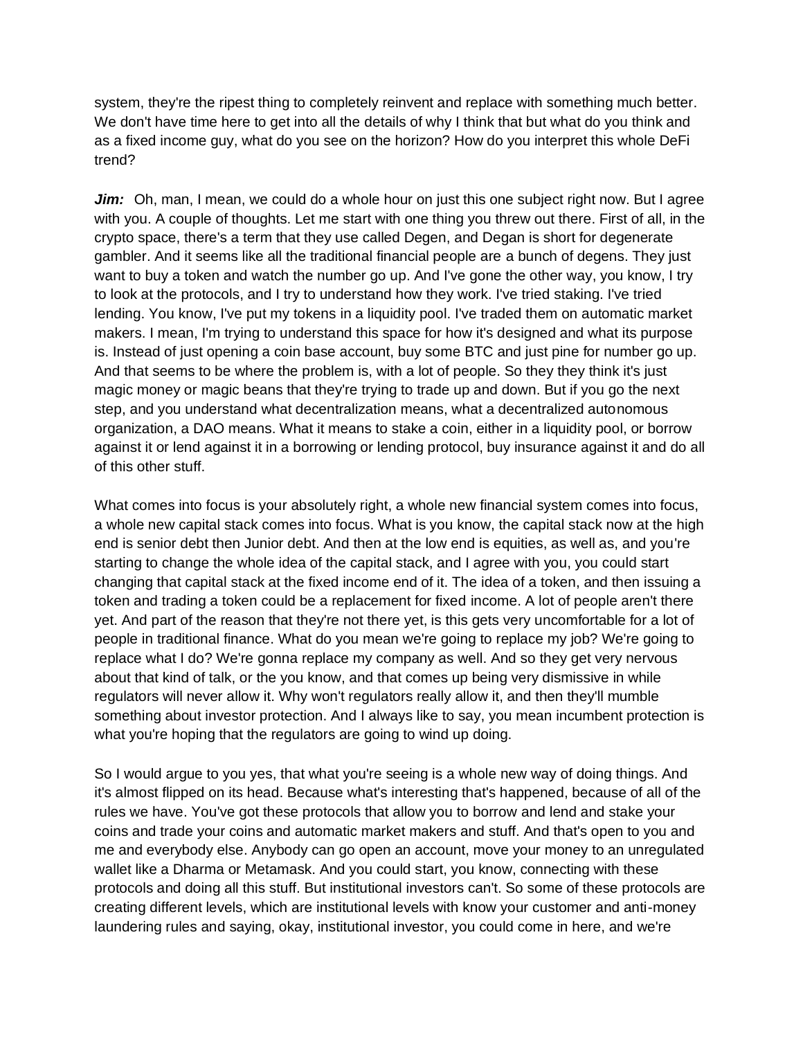system, they're the ripest thing to completely reinvent and replace with something much better. We don't have time here to get into all the details of why I think that but what do you think and as a fixed income guy, what do you see on the horizon? How do you interpret this whole DeFi trend?

***Jim:*** Oh, man, I mean, we could do a whole hour on just this one subject right now. But I agree with you. A couple of thoughts. Let me start with one thing you threw out there. First of all, in the crypto space, there's a term that they use called Degen, and Degan is short for degenerate gambler. And it seems like all the traditional financial people are a bunch of degens. They just want to buy a token and watch the number go up. And I've gone the other way, you know, I try to look at the protocols, and I try to understand how they work. I've tried staking. I've tried lending. You know, I've put my tokens in a liquidity pool. I've traded them on automatic market makers. I mean, I'm trying to understand this space for how it's designed and what its purpose is. Instead of just opening a coin base account, buy some BTC and just pine for number go up. And that seems to be where the problem is, with a lot of people. So they they think it's just magic money or magic beans that they're trying to trade up and down. But if you go the next step, and you understand what decentralization means, what a decentralized autonomous organization, a DAO means. What it means to stake a coin, either in a liquidity pool, or borrow against it or lend against it in a borrowing or lending protocol, buy insurance against it and do all of this other stuff.

What comes into focus is your absolutely right, a whole new financial system comes into focus, a whole new capital stack comes into focus. What is you know, the capital stack now at the high end is senior debt then Junior debt. And then at the low end is equities, as well as, and you're starting to change the whole idea of the capital stack, and I agree with you, you could start changing that capital stack at the fixed income end of it. The idea of a token, and then issuing a token and trading a token could be a replacement for fixed income. A lot of people aren't there yet. And part of the reason that they're not there yet, is this gets very uncomfortable for a lot of people in traditional finance. What do you mean we're going to replace my job? We're going to replace what I do? We're gonna replace my company as well. And so they get very nervous about that kind of talk, or the you know, and that comes up being very dismissive in while regulators will never allow it. Why won't regulators really allow it, and then they'll mumble something about investor protection. And I always like to say, you mean incumbent protection is what you're hoping that the regulators are going to wind up doing.

So I would argue to you yes, that what you're seeing is a whole new way of doing things. And it's almost flipped on its head. Because what's interesting that's happened, because of all of the rules we have. You've got these protocols that allow you to borrow and lend and stake your coins and trade your coins and automatic market makers and stuff. And that's open to you and me and everybody else. Anybody can go open an account, move your money to an unregulated wallet like a Dharma or Metamask. And you could start, you know, connecting with these protocols and doing all this stuff. But institutional investors can't. So some of these protocols are creating different levels, which are institutional levels with know your customer and anti-money laundering rules and saying, okay, institutional investor, you could come in here, and we're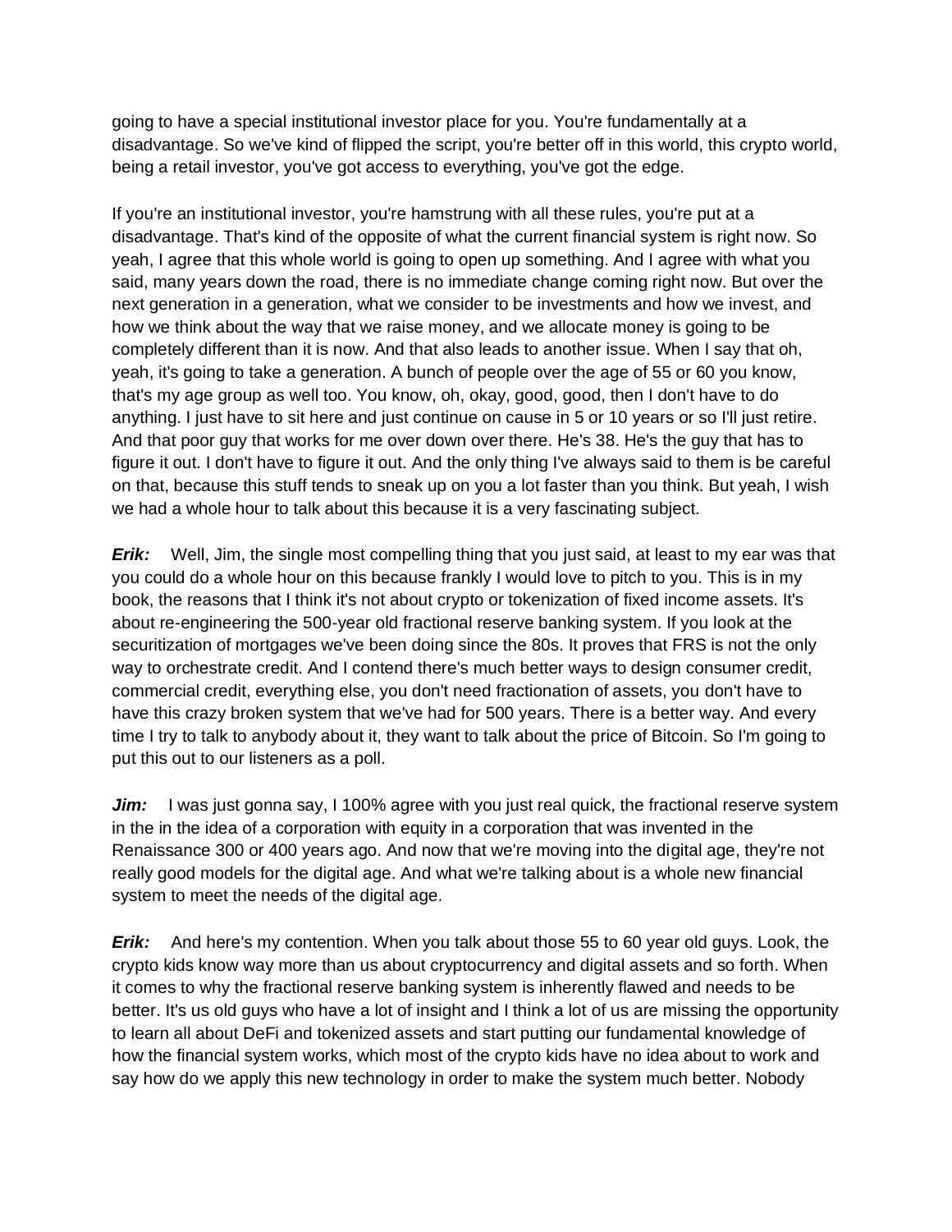going to have a special institutional investor place for you. You're fundamentally at a disadvantage. So we've kind of flipped the script, you're better off in this world, this crypto world, being a retail investor, you've got access to everything, you've got the edge.

If you're an institutional investor, you're hamstrung with all these rules, you're put at a disadvantage. That's kind of the opposite of what the current financial system is right now. So yeah, I agree that this whole world is going to open up something. And I agree with what you said, many years down the road, there is no immediate change coming right now. But over the next generation in a generation, what we consider to be investments and how we invest, and how we think about the way that we raise money, and we allocate money is going to be completely different than it is now. And that also leads to another issue. When I say that oh, yeah, it's going to take a generation. A bunch of people over the age of 55 or 60 you know, that's my age group as well too. You know, oh, okay, good, good, then I don't have to do anything. I just have to sit here and just continue on cause in 5 or 10 years or so I'll just retire. And that poor guy that works for me over down over there. He's 38. He's the guy that has to figure it out. I don't have to figure it out. And the only thing I've always said to them is be careful on that, because this stuff tends to sneak up on you a lot faster than you think. But yeah, I wish we had a whole hour to talk about this because it is a very fascinating subject.

***Erik:*** Well, Jim, the single most compelling thing that you just said, at least to my ear was that you could do a whole hour on this because frankly I would love to pitch to you. This is in my book, the reasons that I think it's not about crypto or tokenization of fixed income assets. It's about re-engineering the 500-year old fractional reserve banking system. If you look at the securitization of mortgages we've been doing since the 80s. It proves that FRS is not the only way to orchestrate credit. And I contend there's much better ways to design consumer credit, commercial credit, everything else, you don't need fractionation of assets, you don't have to have this crazy broken system that we've had for 500 years. There is a better way. And every time I try to talk to anybody about it, they want to talk about the price of Bitcoin. So I'm going to put this out to our listeners as a poll.

***Jim:*** I was just gonna say, I 100% agree with you just real quick, the fractional reserve system in the in the idea of a corporation with equity in a corporation that was invented in the Renaissance 300 or 400 years ago. And now that we're moving into the digital age, they're not really good models for the digital age. And what we're talking about is a whole new financial system to meet the needs of the digital age.

***Erik:*** And here's my contention. When you talk about those 55 to 60 year old guys. Look, the crypto kids know way more than us about cryptocurrency and digital assets and so forth. When it comes to why the fractional reserve banking system is inherently flawed and needs to be better. It's us old guys who have a lot of insight and I think a lot of us are missing the opportunity to learn all about DeFi and tokenized assets and start putting our fundamental knowledge of how the financial system works, which most of the crypto kids have no idea about to work and say how do we apply this new technology in order to make the system much better. Nobody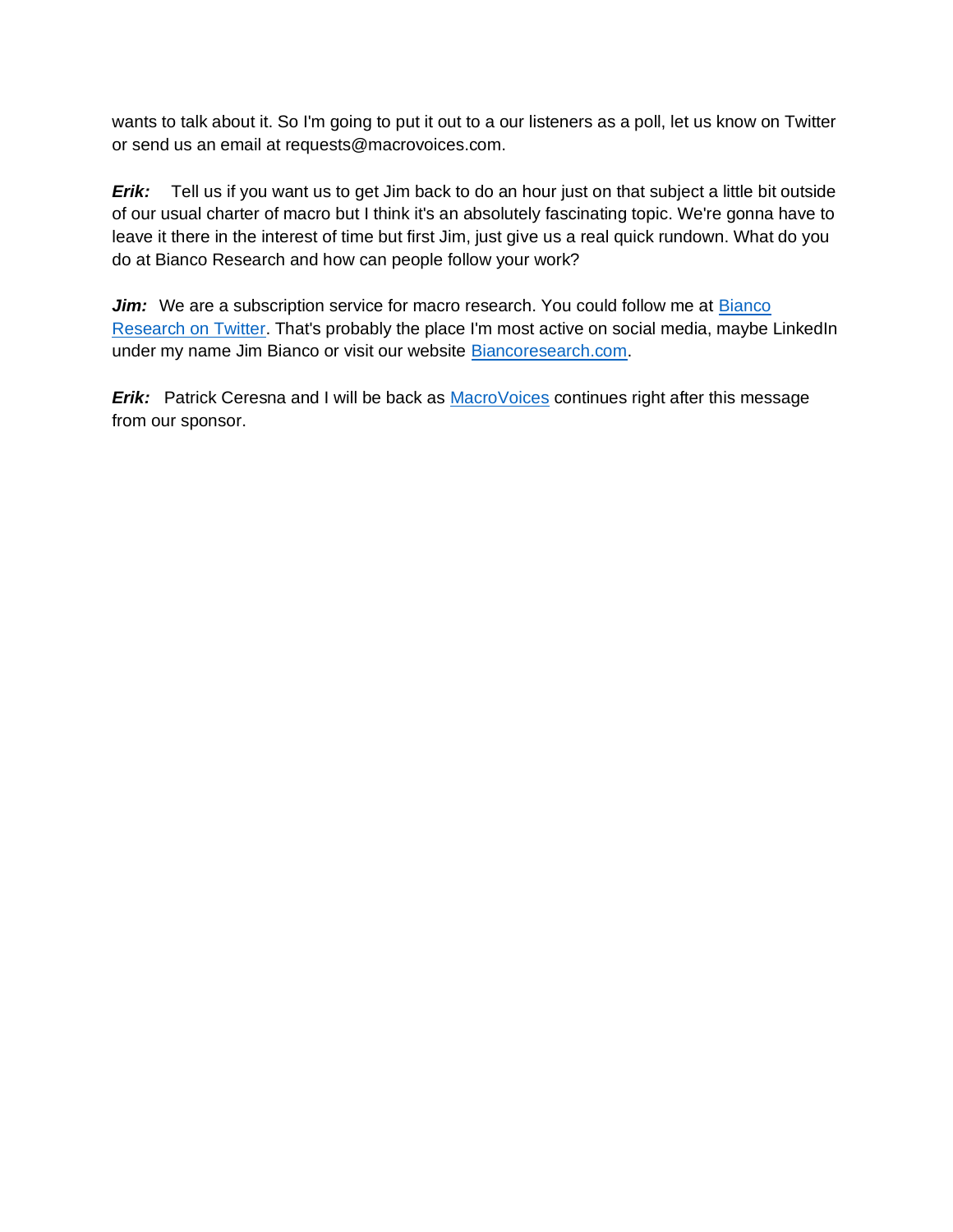wants to talk about it. So I'm going to put it out to a our listeners as a poll, let us know on Twitter or send us an email at requests@macrovoices.com.

***Erik:*** Tell us if you want us to get Jim back to do an hour just on that subject a little bit outside of our usual charter of macro but I think it's an absolutely fascinating topic. We're gonna have to leave it there in the interest of time but first Jim, just give us a real quick rundown. What do you do at Bianco Research and how can people follow your work?

***Jim:*** We are a subscription service for macro research. You could follow me at Bianco Research on Twitter. That's probably the place I'm most active on social media, maybe LinkedIn under my name Jim Bianco or visit our website Biancoresearch.com.

***Erik:*** Patrick Ceresna and I will be back as MacroVoices continues right after this message from our sponsor.